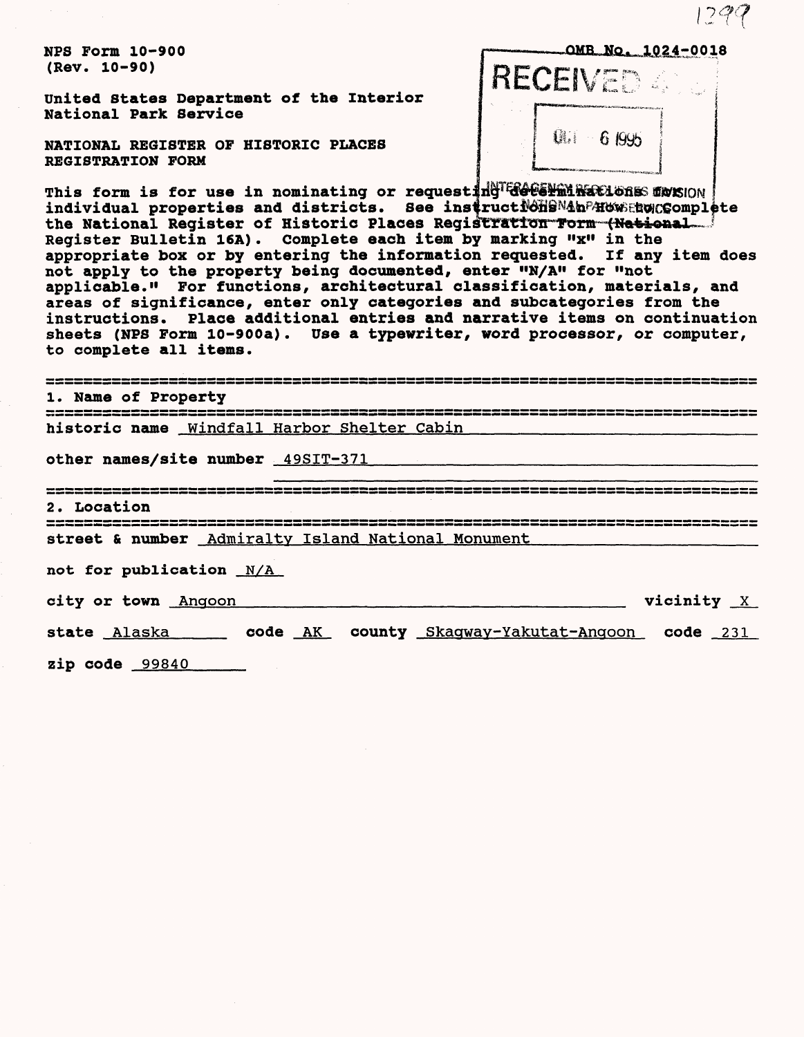NPS Form 10-900
(Rev. 10-90)

OMB No. 1024-0018

RECEIVED

OCT 6 1995

INTERAGENCY RESOURCES DIVISION
NATIONAL PARK SERVICE

United States Department of the Interior
National Park Service

NATIONAL REGISTER OF HISTORIC PLACES
REGISTRATION FORM

This form is for use in nominating or requesting determinations for individual properties and districts. See instructions in How to Complete the National Register of Historic Places Registration Form (National Register Bulletin 16A). Complete each item by marking "x" in the appropriate box or by entering the information requested. If any item does not apply to the property being documented, enter "N/A" for "not applicable." For functions, architectural classification, materials, and areas of significance, enter only categories and subcategories from the instructions. Place additional entries and narrative items on continuation sheets (NPS Form 10-900a). Use a typewriter, word processor, or computer, to complete all items.

## 1. Name of Property

historic name Windfall Harbor Shelter Cabin

other names/site number 49SIT-371

## 2. Location

street & number Admiralty Island National Monument

not for publication N/A

city or town Angoon vicinity X

state Alaska code AK county Skagway-Yakutat-Angoon code 231

zip code 99840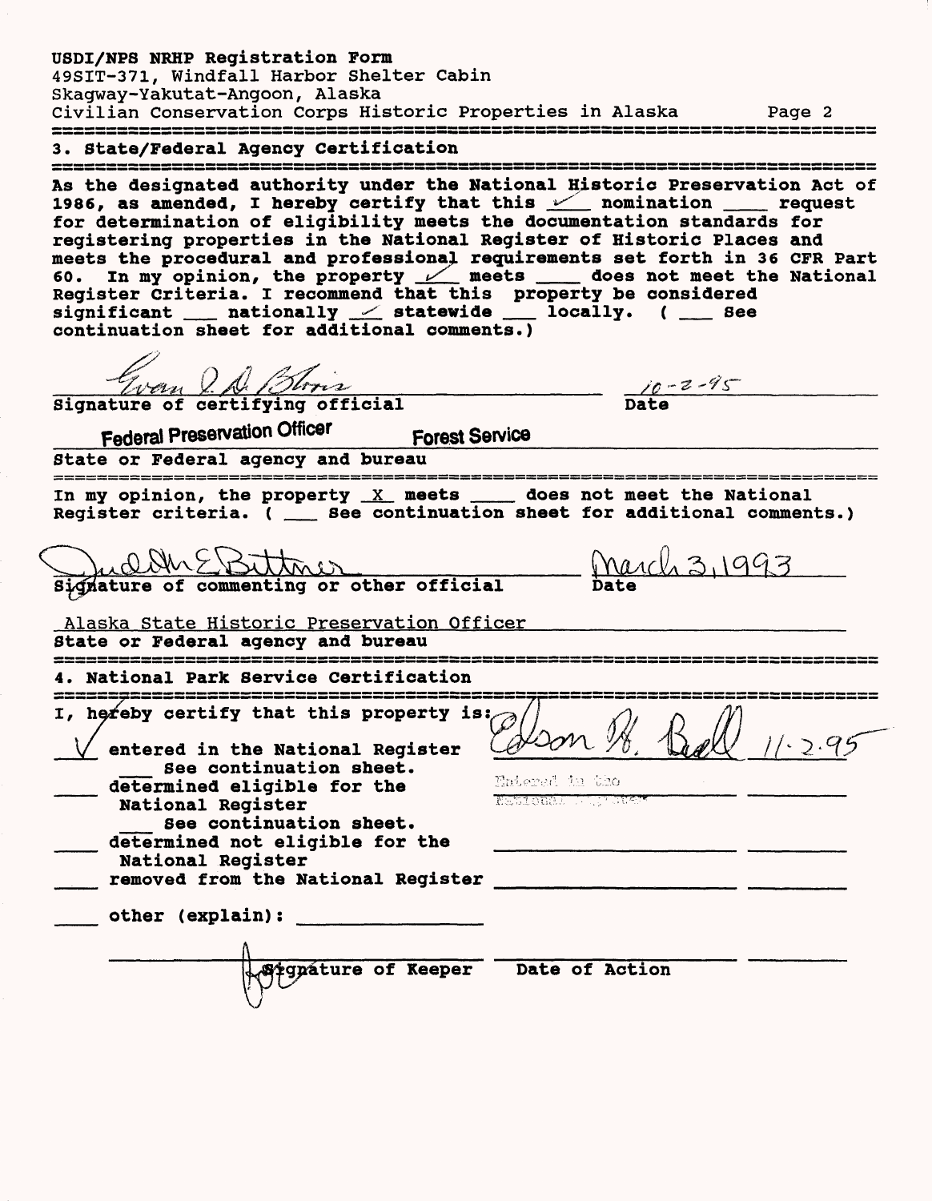USDI/NPS NRHP Registration Form
49SIT-371, Windfall Harbor Shelter Cabin
Skagway-Yakutat-Angoon, Alaska
Civilian Conservation Corps Historic Properties in Alaska

## 3. State/Federal Agency Certification

As the designated authority under the National Historic Preservation Act of 1986, as amended, I hereby certify that this ✓ nomination ___ request for determination of eligibility meets the documentation standards for registering properties in the National Register of Historic Places and meets the procedural and professional requirements set forth in 36 CFR Part 60. In my opinion, the property ✓ meets ___ does not meet the National Register Criteria. I recommend that this property be considered significant ___ nationally ✓ statewide ___ locally. ( ___ See continuation sheet for additional comments.)

*Evan I. D. Blois* — 10-2-95
Signature of certifying official — Date

Federal Preservation Officer — Forest Service
State or Federal agency and bureau

In my opinion, the property X meets ___ does not meet the National Register criteria. ( ___ See continuation sheet for additional comments.)

*Judith E Bittner* — March 3, 1993
Signature of commenting or other official — Date

Alaska State Historic Preservation Officer
State or Federal agency and bureau

## 4. National Park Service Certification

I, hereby certify that this property is:

✓ entered in the National Register — *Edson H. Beall* — 11.2.95
___ See continuation sheet.
___ determined eligible for the National Register — Entered in the National Register
___ See continuation sheet.
___ determined not eligible for the National Register
___ removed from the National Register
___ other (explain): ___

Signature of Keeper — Date of Action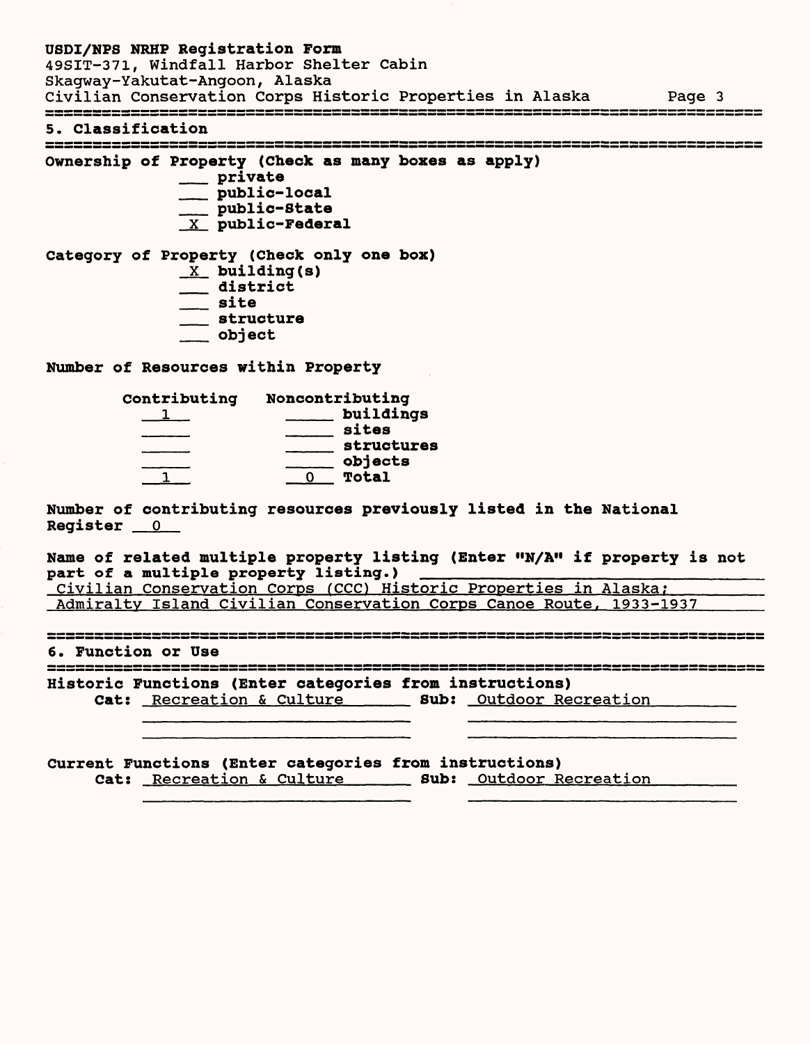## 5. Classification

**Ownership of Property (Check as many boxes as apply)**

- ___ private
- ___ public-local
- ___ public-State
- _X_ public-Federal

**Category of Property (Check only one box)**

- _X_ building(s)
- ___ district
- ___ site
- ___ structure
- ___ object

**Number of Resources within Property**

| Contributing | Noncontributing | |
|---|---|---|
| 1 | | buildings |
| | | sites |
| | | structures |
| | | objects |
| 1 | 0 | Total |

**Number of contributing resources previously listed in the National Register** 0

**Name of related multiple property listing (Enter "N/A" if property is not part of a multiple property listing.)**
Civilian Conservation Corps (CCC) Historic Properties in Alaska; Admiralty Island Civilian Conservation Corps Canoe Route, 1933-1937

## 6. Function or Use

**Historic Functions (Enter categories from instructions)**

**Cat:** Recreation & Culture **Sub:** Outdoor Recreation

**Current Functions (Enter categories from instructions)**

**Cat:** Recreation & Culture **Sub:** Outdoor Recreation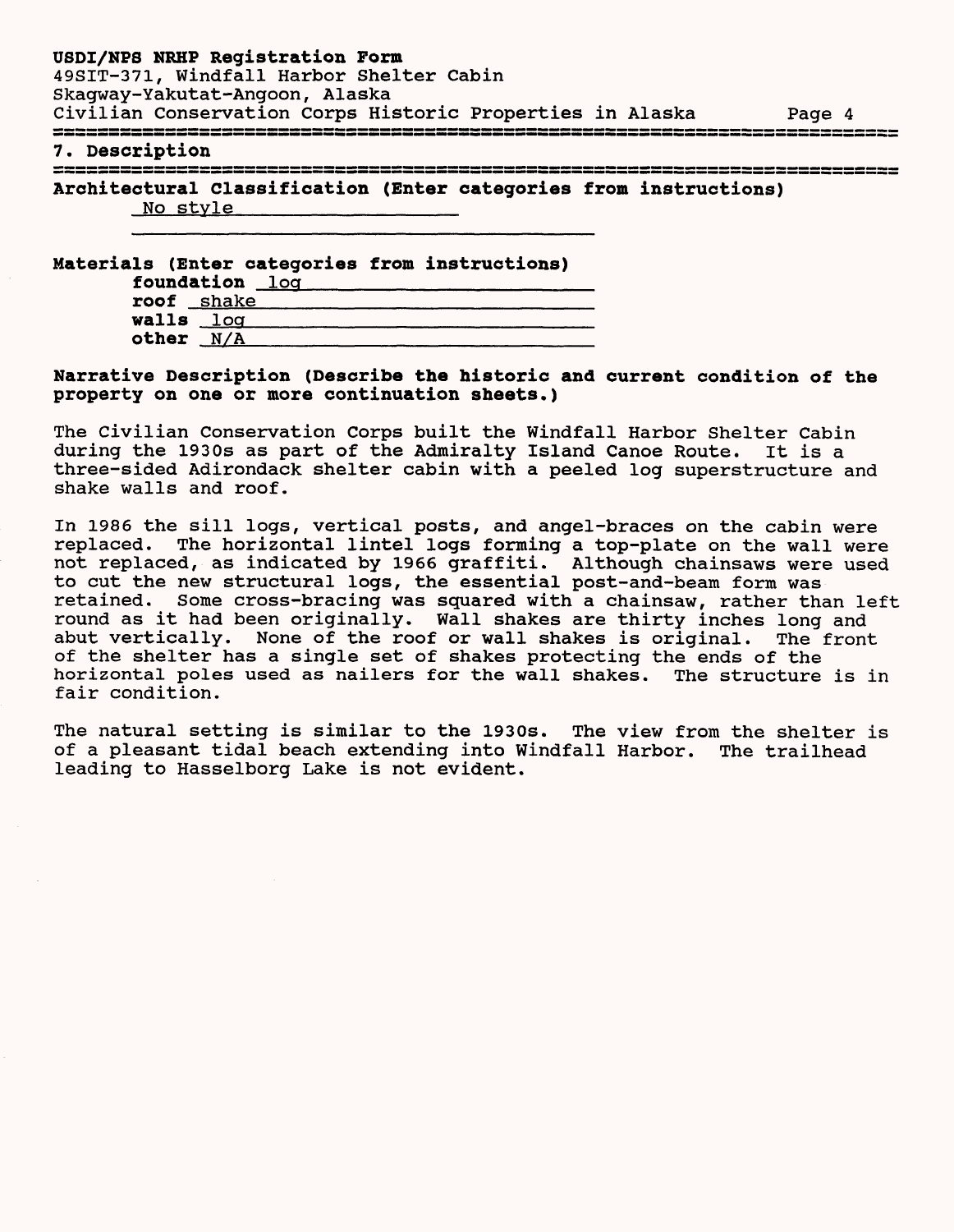## 7. Description

**Architectual Classification (Enter categories from instructions)**

No style

**Materials (Enter categories from instructions)**

**foundation** log
**roof** shake
**walls** log
**other** N/A

**Narrative Description (Describe the historic and current condition of the property on one or more continuation sheets.)**

The Civilian Conservation Corps built the Windfall Harbor Shelter Cabin during the 1930s as part of the Admiralty Island Canoe Route. It is a three-sided Adirondack shelter cabin with a peeled log superstructure and shake walls and roof.

In 1986 the sill logs, vertical posts, and angel-braces on the cabin were replaced. The horizontal lintel logs forming a top-plate on the wall were not replaced, as indicated by 1966 graffiti. Although chainsaws were used to cut the new structural logs, the essential post-and-beam form was retained. Some cross-bracing was squared with a chainsaw, rather than left round as it had been originally. Wall shakes are thirty inches long and abut vertically. None of the roof or wall shakes is original. The front of the shelter has a single set of shakes protecting the ends of the horizontal poles used as nailers for the wall shakes. The structure is in fair condition.

The natural setting is similar to the 1930s. The view from the shelter is of a pleasant tidal beach extending into Windfall Harbor. The trailhead leading to Hasselborg Lake is not evident.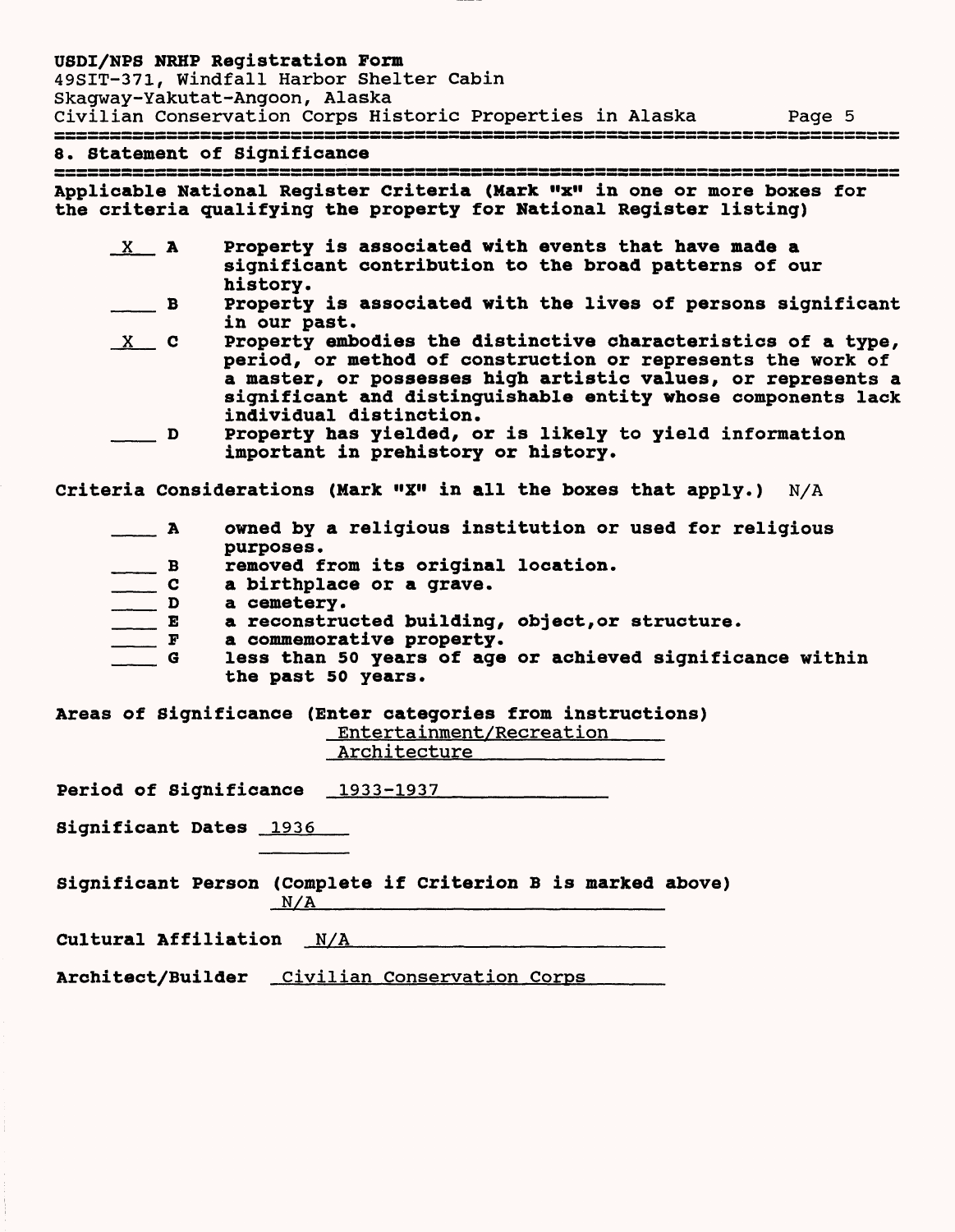## 8. Statement of Significance

**Applicable National Register Criteria (Mark "x" in one or more boxes for the criteria qualifying the property for National Register listing)**

- X A Property is associated with events that have made a significant contribution to the broad patterns of our history.
- ___ B Property is associated with the lives of persons significant in our past.
- X C Property embodies the distinctive characteristics of a type, period, or method of construction or represents the work of a master, or possesses high artistic values, or represents a significant and distinguishable entity whose components lack individual distinction.
- ___ D Property has yielded, or is likely to yield information important in prehistory or history.

**Criteria Considerations (Mark "X" in all the boxes that apply.)** N/A

- ___ A owned by a religious institution or used for religious purposes.
- ___ B removed from its original location.
- ___ C a birthplace or a grave.
- ___ D a cemetery.
- ___ E a reconstructed building, object,or structure.
- ___ F a commemorative property.
- ___ G less than 50 years of age or achieved significance within the past 50 years.

**Areas of Significance (Enter categories from instructions)**
Entertainment/Recreation
Architecture

**Period of Significance** 1933-1937

**Significant Dates** 1936

**Significant Person (Complete if Criterion B is marked above)**
N/A

**Cultural Affiliation** N/A

**Architect/Builder** Civilian Conservation Corps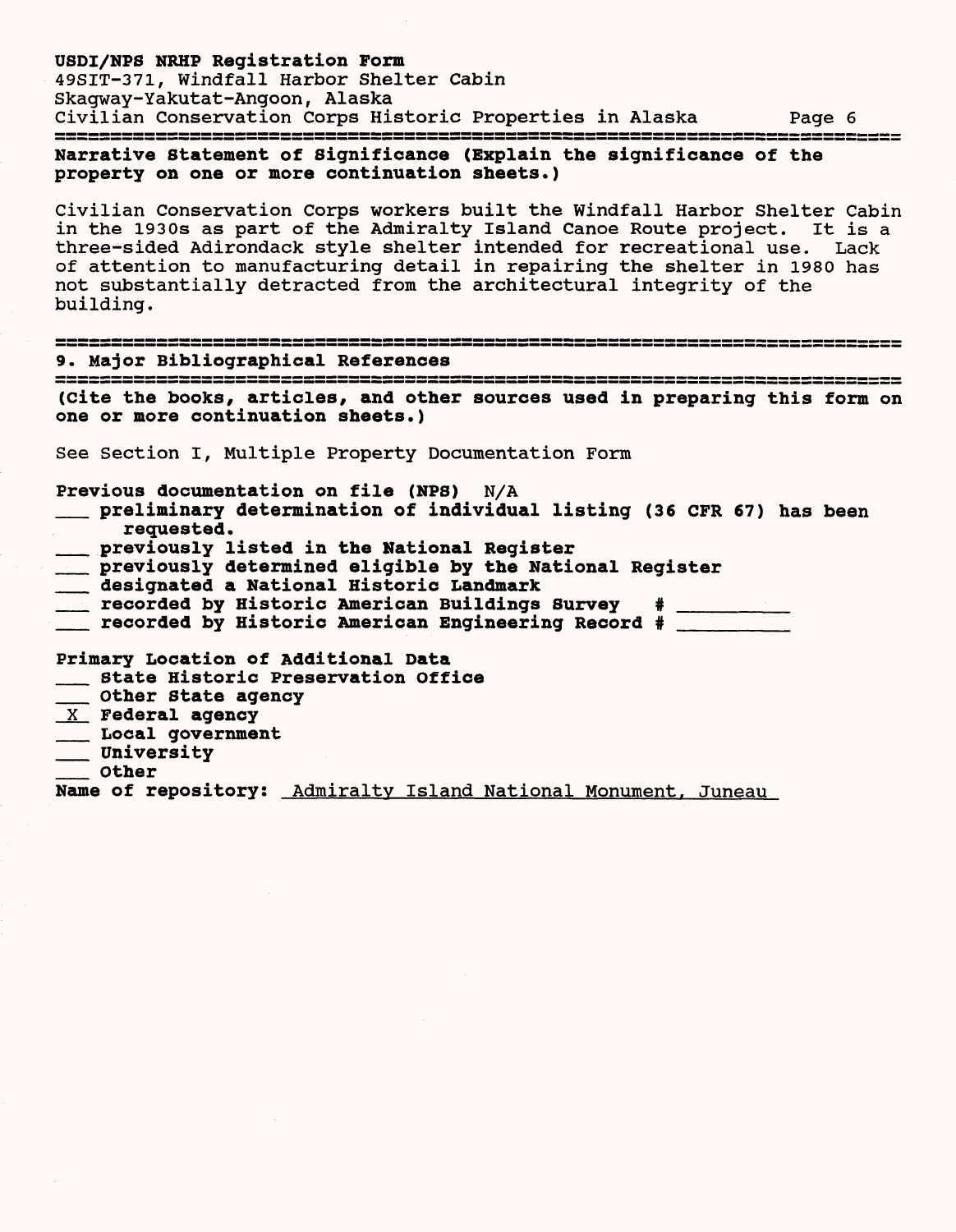## Narrative Statement of Significance (Explain the significance of the property on one or more continuation sheets.)

Civilian Conservation Corps workers built the Windfall Harbor Shelter Cabin in the 1930s as part of the Admiralty Island Canoe Route project. It is a three-sided Adirondack style shelter intended for recreational use. Lack of attention to manufacturing detail in repairing the shelter in 1980 has not substantially detracted from the architectural integrity of the building.

## 9. Major Bibliographical References

**(Cite the books, articles, and other sources used in preparing this form on one or more continuation sheets.)**

See Section I, Multiple Property Documentation Form

**Previous documentation on file (NPS)** N/A

- ___ **preliminary determination of individual listing (36 CFR 67) has been requested.**
- ___ **previously listed in the National Register**
- ___ **previously determined eligible by the National Register**
- ___ **designated a National Historic Landmark**
- ___ **recorded by Historic American Buildings Survey #** ________
- ___ **recorded by Historic American Engineering Record #** ________

**Primary Location of Additional Data**

- ___ **State Historic Preservation Office**
- ___ **Other State agency**
- _X_ **Federal agency**
- ___ **Local government**
- ___ **University**
- ___ **Other**

**Name of repository:** Admiralty Island National Monument, Juneau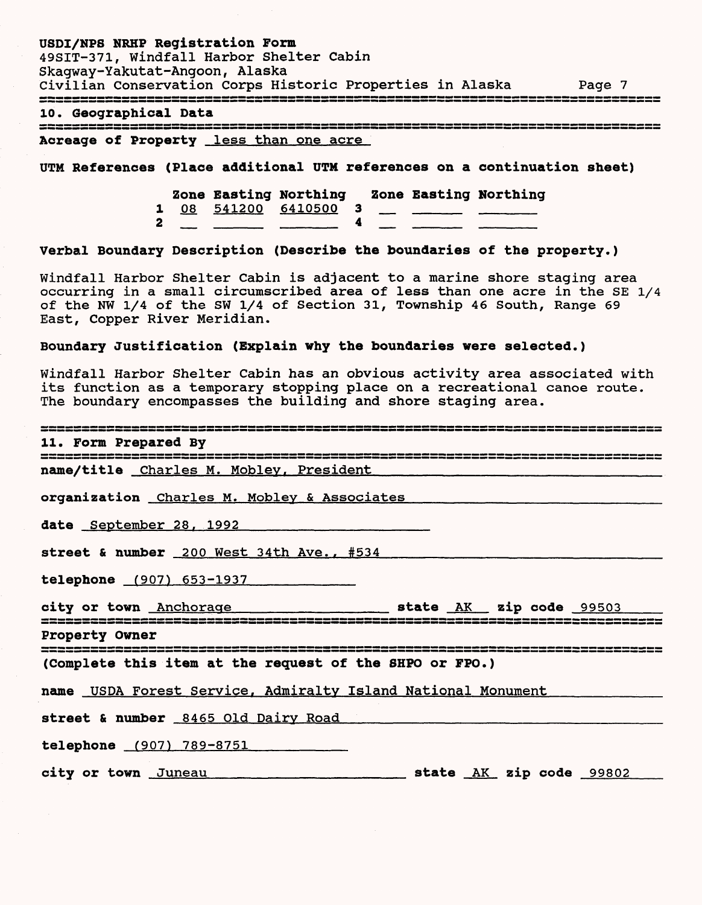USDI/NPS NRHP Registration Form
49SIT-371, Windfall Harbor Shelter Cabin
Skagway-Yakutat-Angoon, Alaska
Civilian Conservation Corps Historic Properties in Alaska

## 10. Geographical Data

**Acreage of Property** less than one acre

**UTM References (Place additional UTM references on a continuation sheet)**

| | Zone | Easting | Northing | | Zone | Easting | Northing |
|---|---|---|---|---|---|---|---|
| 1 | 08 | 541200 | 6410500 | 3 | | | |
| 2 | | | | 4 | | | |

**Verbal Boundary Description (Describe the boundaries of the property.)**

Windfall Harbor Shelter Cabin is adjacent to a marine shore staging area occurring in a small circumscribed area of less than one acre in the SE 1/4 of the NW 1/4 of the SW 1/4 of Section 31, Township 46 South, Range 69 East, Copper River Meridian.

**Boundary Justification (Explain why the boundaries were selected.)**

Windfall Harbor Shelter Cabin has an obvious activity area associated with its function as a temporary stopping place on a recreational canoe route. The boundary encompasses the building and shore staging area.

## 11. Form Prepared By

**name/title** Charles M. Mobley, President

**organization** Charles M. Mobley & Associates

**date** September 28, 1992

**street & number** 200 West 34th Ave., #534

**telephone** (907) 653-1937

**city or town** Anchorage **state** AK **zip code** 99503

## Property Owner

**(Complete this item at the request of the SHPO or FPO.)**

**name** USDA Forest Service, Admiralty Island National Monument

**street & number** 8465 Old Dairy Road

**telephone** (907) 789-8751

**city or town** Juneau **state** AK **zip code** 99802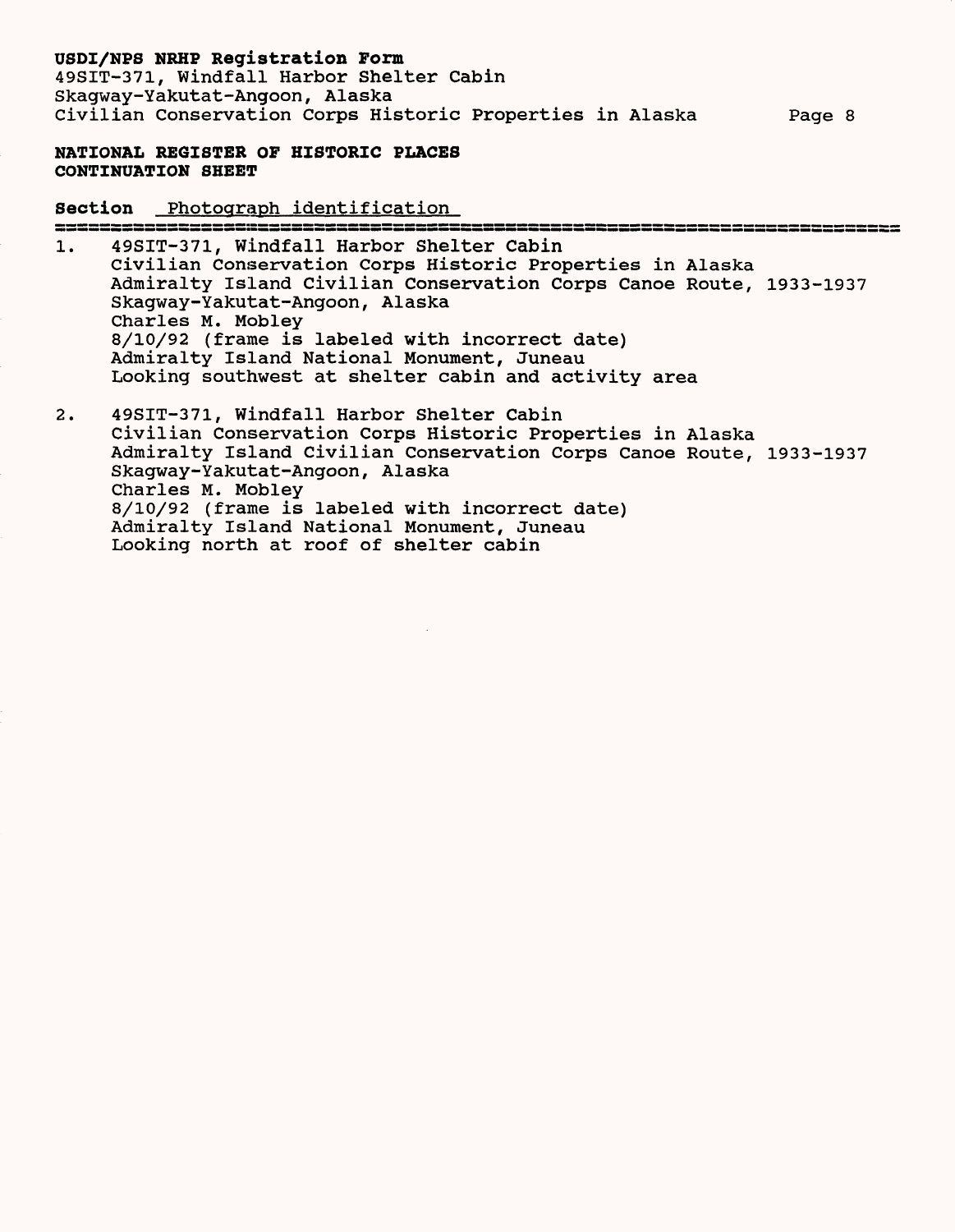**NATIONAL REGISTER OF HISTORIC PLACES**
**CONTINUATION SHEET**

**Section** Photograph identification

1. 49SIT-371, Windfall Harbor Shelter Cabin
   Civilian Conservation Corps Historic Properties in Alaska
   Admiralty Island Civilian Conservation Corps Canoe Route, 1933-1937
   Skagway-Yakutat-Angoon, Alaska
   Charles M. Mobley
   8/10/92 (frame is labeled with incorrect date)
   Admiralty Island National Monument, Juneau
   Looking southwest at shelter cabin and activity area

2. 49SIT-371, Windfall Harbor Shelter Cabin
   Civilian Conservation Corps Historic Properties in Alaska
   Admiralty Island Civilian Conservation Corps Canoe Route, 1933-1937
   Skagway-Yakutat-Angoon, Alaska
   Charles M. Mobley
   8/10/92 (frame is labeled with incorrect date)
   Admiralty Island National Monument, Juneau
   Looking north at roof of shelter cabin